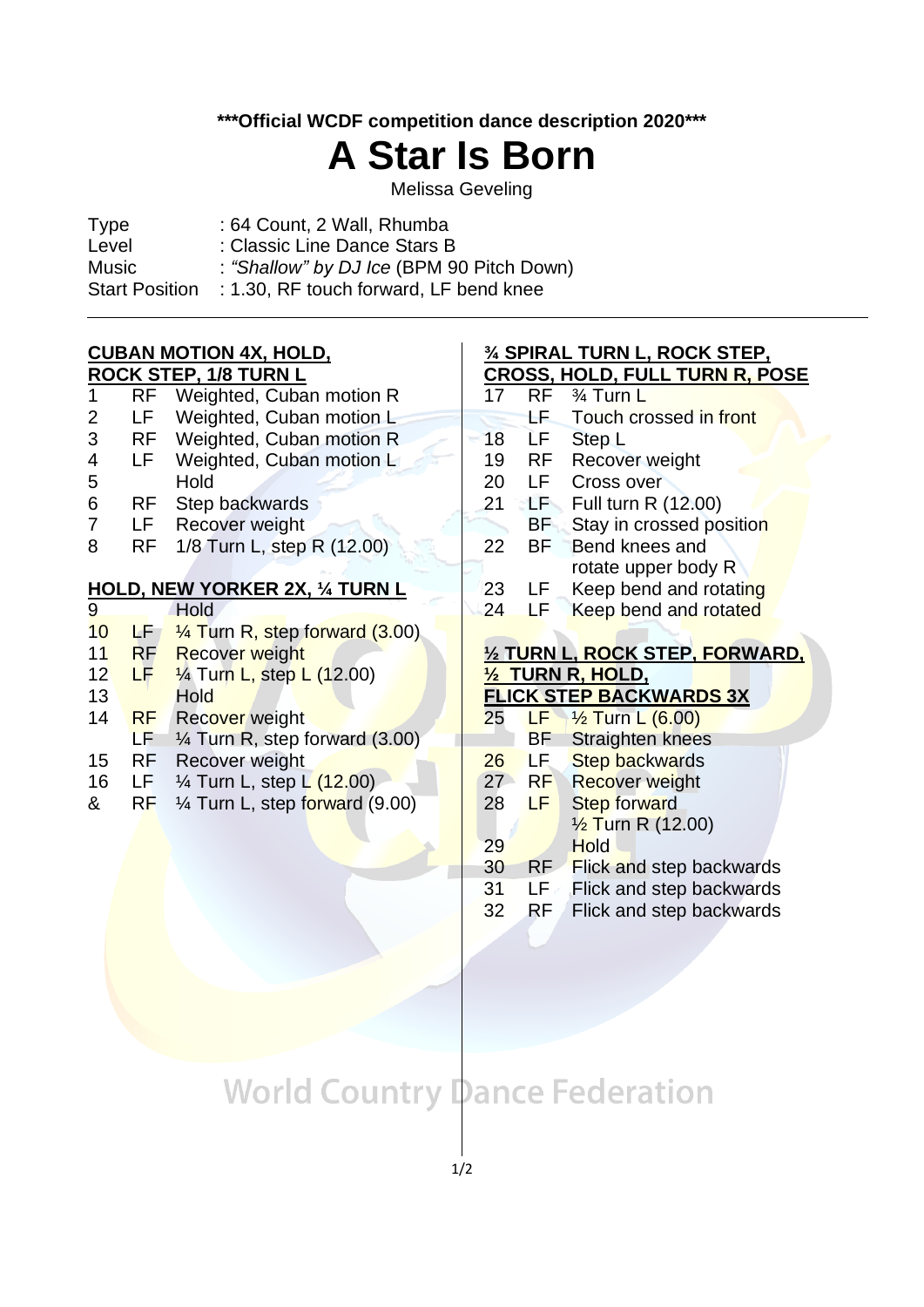**\*\*\*Official WCDF competition dance description 2020\*\*\***

# A Star Is Born

Melissa Geveling

| | |
|---|---|
| Type | : 64 Count, 2 Wall, Rhumba |
| Level | : Classic Line Dance Stars B |
| Music | : *"Shallow" by DJ Ice* (BPM 90 Pitch Down) |
| Start Position | : 1.30, RF touch forward, LF bend knee |

---

**CUBAN MOTION 4X, HOLD, ROCK STEP, 1/8 TURN L**

| | | |
|---|---|---|
| 1 | RF | Weighted, Cuban motion R |
| 2 | LF | Weighted, Cuban motion L |
| 3 | RF | Weighted, Cuban motion R |
| 4 | LF | Weighted, Cuban motion L |
| 5 | | Hold |
| 6 | RF | Step backwards |
| 7 | LF | Recover weight |
| 8 | RF | 1/8 Turn L, step R (12.00) |

**HOLD, NEW YORKER 2X, ¼ TURN L**

| | | |
|---|---|---|
| 9 | | Hold |
| 10 | LF | ¼ Turn R, step forward (3.00) |
| 11 | RF | Recover weight |
| 12 | LF | ¼ Turn L, step L (12.00) |
| 13 | | Hold |
| 14 | RF | Recover weight |
| | LF | ¼ Turn R, step forward (3.00) |
| 15 | RF | Recover weight |
| 16 | LF | ¼ Turn L, step L (12.00) |
| & | RF | ¼ Turn L, step forward (9.00) |

**¾ SPIRAL TURN L, ROCK STEP, CROSS, HOLD, FULL TURN R, POSE**

| | | |
|---|---|---|
| 17 | RF | ¾ Turn L |
| | LF | Touch crossed in front |
| 18 | LF | Step L |
| 19 | RF | Recover weight |
| 20 | LF | Cross over |
| 21 | LF | Full turn R (12.00) |
| | BF | Stay in crossed position |
| 22 | BF | Bend knees and rotate upper body R |
| 23 | LF | Keep bend and rotating |
| 24 | LF | Keep bend and rotated |

**½ TURN L, ROCK STEP, FORWARD, ½ TURN R, HOLD, FLICK STEP BACKWARDS 3X**

| | | |
|---|---|---|
| 25 | LF | ½ Turn L (6.00) |
| | BF | Straighten knees |
| 26 | LF | Step backwards |
| 27 | RF | Recover weight |
| 28 | LF | Step forward |
| | | ½ Turn R (12.00) |
| 29 | | Hold |
| 30 | RF | Flick and step backwards |
| 31 | LF | Flick and step backwards |
| 32 | RF | Flick and step backwards |

World Country Dance Federation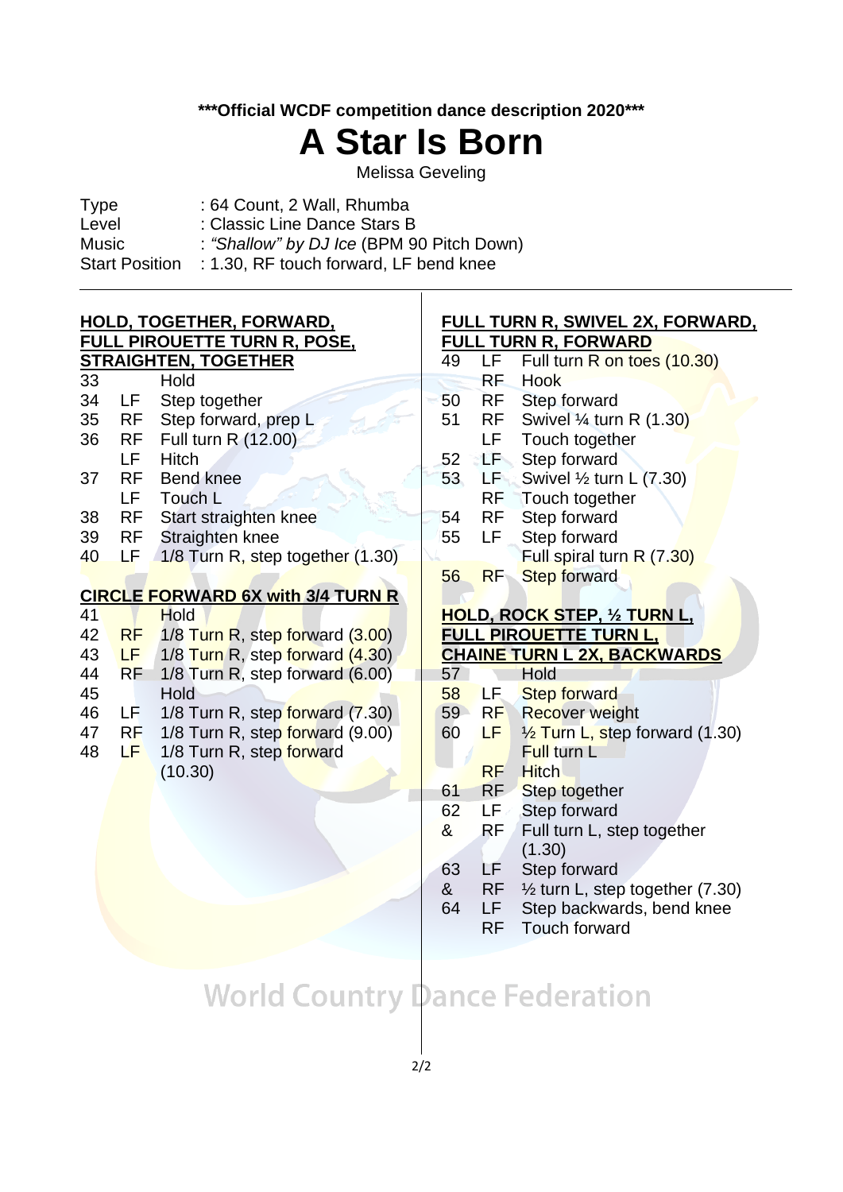***Official WCDF competition dance description 2020***

# A Star Is Born

Melissa Geveling

Type : 64 Count, 2 Wall, Rhumba
Level : Classic Line Dance Stars B
Music : *"Shallow" by DJ Ice* (BPM 90 Pitch Down)
Start Position : 1.30, RF touch forward, LF bend knee

**HOLD, TOGETHER, FORWARD, FULL PIROUETTE TURN R, POSE, STRAIGHTEN, TOGETHER**

| | | |
|---|---|---|
| 33 | | Hold |
| 34 | LF | Step together |
| 35 | RF | Step forward, prep L |
| 36 | RF | Full turn R (12.00) |
| | LF | Hitch |
| 37 | RF | Bend knee |
| | LF | Touch L |
| 38 | RF | Start straighten knee |
| 39 | RF | Straighten knee |
| 40 | LF | 1/8 Turn R, step together (1.30) |

**CIRCLE FORWARD 6X with 3/4 TURN R**

| | | |
|---|---|---|
| 41 | | Hold |
| 42 | RF | 1/8 Turn R, step forward (3.00) |
| 43 | LF | 1/8 Turn R, step forward (4.30) |
| 44 | RF | 1/8 Turn R, step forward (6.00) |
| 45 | | Hold |
| 46 | LF | 1/8 Turn R, step forward (7.30) |
| 47 | RF | 1/8 Turn R, step forward (9.00) |
| 48 | LF | 1/8 Turn R, step forward (10.30) |

**FULL TURN R, SWIVEL 2X, FORWARD, FULL TURN R, FORWARD**

| | | |
|---|---|---|
| 49 | LF | Full turn R on toes (10.30) |
| | RF | Hook |
| 50 | RF | Step forward |
| 51 | RF | Swivel ¼ turn R (1.30) |
| | LF | Touch together |
| 52 | LF | Step forward |
| 53 | LF | Swivel ½ turn L (7.30) |
| | RF | Touch together |
| 54 | RF | Step forward |
| 55 | LF | Step forward |
| | | Full spiral turn R (7.30) |
| 56 | RF | Step forward |

**HOLD, ROCK STEP, ½ TURN L, FULL PIROUETTE TURN L, CHAINE TURN L 2X, BACKWARDS**

| | | |
|---|---|---|
| 57 | | Hold |
| 58 | LF | Step forward |
| 59 | RF | Recover weight |
| 60 | LF | ½ Turn L, step forward (1.30) |
| | | Full turn L |
| | RF | Hitch |
| 61 | RF | Step together |
| 62 | LF | Step forward |
| & | RF | Full turn L, step together (1.30) |
| 63 | LF | Step forward |
| & | RF | ½ turn L, step together (7.30) |
| 64 | LF | Step backwards, bend knee |
| | RF | Touch forward |

World Country Dance Federation